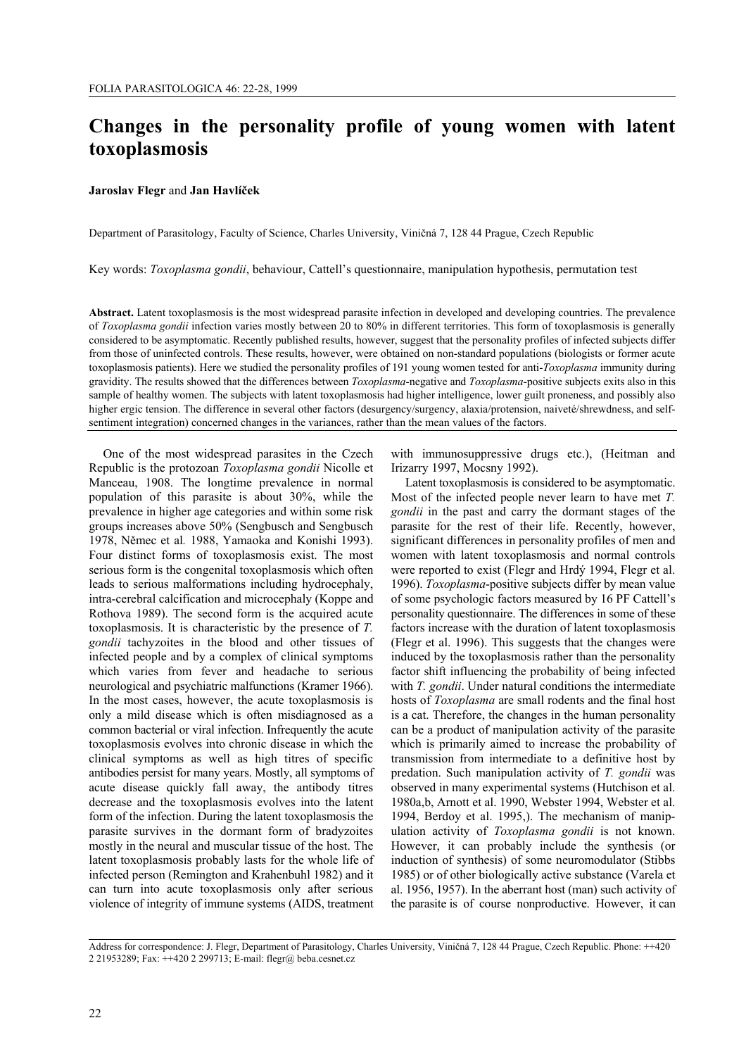# Changes in the personality profile of young women with latent toxoplasmosis

**Jaroslav Flegr** and **Jan Havlíček**

Department of Parasitology, Faculty of Science, Charles University, Viničná 7, 128 44 Prague, Czech Republic

Key words: *Toxoplasma gondii*, behaviour, Cattell's questionnaire, manipulation hypothesis, permutation test

**Abstract.** Latent toxoplasmosis is the most widespread parasite infection in developed and developing countries. The prevalence of *Toxoplasma gondii* infection varies mostly between 20 to 80% in different territories. This form of toxoplasmosis is generally considered to be asymptomatic. Recently published results, however, suggest that the personality profiles of infected subjects differ from those of uninfected controls. These results, however, were obtained on non-standard populations (biologists or former acute toxoplasmosis patients). Here we studied the personality profiles of 191 young women tested for anti-*Toxoplasma* immunity during gravidity. The results showed that the differences between *Toxoplasma*-negative and *Toxoplasma*-positive subjects exits also in this sample of healthy women. The subjects with latent toxoplasmosis had higher intelligence, lower guilt proneness, and possibly also higher ergic tension. The difference in several other factors (desurgency/surgency, alaxia/protension, naiveté/shrewdness, and self-sentiment integration) concerned changes in the variances, rather than the mean values of the factors.

One of the most widespread parasites in the Czech Republic is the protozoan *Toxoplasma gondii* Nicolle et Manceau, 1908. The longtime prevalence in normal population of this parasite is about 30%, while the prevalence in higher age categories and within some risk groups increases above 50% (Sengbusch and Sengbusch 1978, Němec et al*.* 1988, Yamaoka and Konishi 1993). Four distinct forms of toxoplasmosis exist. The most serious form is the congenital toxoplasmosis which often leads to serious malformations including hydrocephaly, intra-cerebral calcification and microcephaly (Koppe and Rothova 1989). The second form is the acquired acute toxoplasmosis. It is characteristic by the presence of *T. gondii* tachyzoites in the blood and other tissues of infected people and by a complex of clinical symptoms which varies from fever and headache to serious neurological and psychiatric malfunctions (Kramer 1966). In the most cases, however, the acute toxoplasmosis is only a mild disease which is often misdiagnosed as a common bacterial or viral infection. Infrequently the acute toxoplasmosis evolves into chronic disease in which the clinical symptoms as well as high titres of specific antibodies persist for many years. Mostly, all symptoms of acute disease quickly fall away, the antibody titres decrease and the toxoplasmosis evolves into the latent form of the infection. During the latent toxoplasmosis the parasite survives in the dormant form of bradyzoites mostly in the neural and muscular tissue of the host. The latent toxoplasmosis probably lasts for the whole life of infected person (Remington and Krahenbuhl 1982) and it can turn into acute toxoplasmosis only after serious violence of integrity of immune systems (AIDS, treatment with immunosuppressive drugs etc.), (Heitman and Irizarry 1997, Mocsny 1992).

Latent toxoplasmosis is considered to be asymptomatic. Most of the infected people never learn to have met *T. gondii* in the past and carry the dormant stages of the parasite for the rest of their life. Recently, however, significant differences in personality profiles of men and women with latent toxoplasmosis and normal controls were reported to exist (Flegr and Hrdý 1994, Flegr et al. 1996). *Toxoplasma*-positive subjects differ by mean value of some psychologic factors measured by 16 PF Cattell's personality questionnaire. The differences in some of these factors increase with the duration of latent toxoplasmosis (Flegr et al. 1996). This suggests that the changes were induced by the toxoplasmosis rather than the personality factor shift influencing the probability of being infected with *T. gondii*. Under natural conditions the intermediate hosts of *Toxoplasma* are small rodents and the final host is a cat. Therefore, the changes in the human personality can be a product of manipulation activity of the parasite which is primarily aimed to increase the probability of transmission from intermediate to a definitive host by predation. Such manipulation activity of *T. gondii* was observed in many experimental systems (Hutchison et al. 1980a,b, Arnott et al. 1990, Webster 1994, Webster et al. 1994, Berdoy et al. 1995,). The mechanism of manipulation activity of *Toxoplasma gondii* is not known. However, it can probably include the synthesis (or induction of synthesis) of some neuromodulator (Stibbs 1985) or of other biologically active substance (Varela et al. 1956, 1957). In the aberrant host (man) such activity of the parasite is of course nonproductive. However, it can

Address for correspondence: J. Flegr, Department of Parasitology, Charles University, Viničná 7, 128 44 Prague, Czech Republic. Phone: ++420 2 21953289; Fax: ++420 2 299713; E-mail: flegr@ beba.cesnet.cz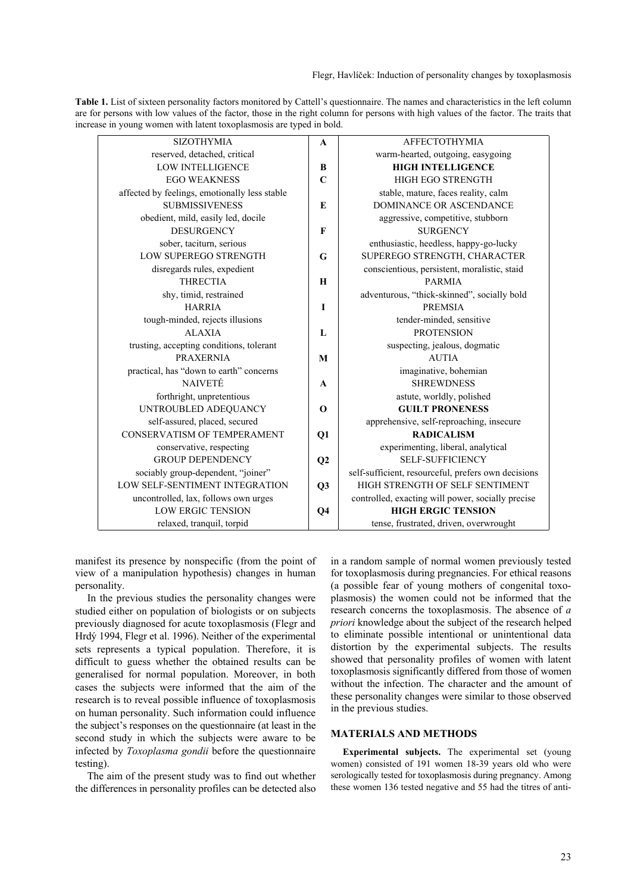**Table 1.** List of sixteen personality factors monitored by Cattell's questionnaire. The names and characteristics in the left column are for persons with low values of the factor, those in the right column for persons with high values of the factor. The traits that increase in young women with latent toxoplasmosis are typed in bold.

| Low | Factor | High |
|---|---|---|
| SIZOTHYMIA<br>reserved, detached, critical | **A** | AFFECTOTHYMIA<br>warm-hearted, outgoing, easygoing |
| LOW INTELLIGENCE | **B** | **HIGH INTELLIGENCE** |
| EGO WEAKNESS<br>affected by feelings, emotionally less stable | **C** | HIGH EGO STRENGTH<br>stable, mature, faces reality, calm |
| SUBMISSIVENESS<br>obedient, mild, easily led, docile | **E** | DOMINANCE OR ASCENDANCE<br>aggressive, competitive, stubborn |
| DESURGENCY<br>sober, taciturn, serious | **F** | SURGENCY<br>enthusiastic, heedless, happy-go-lucky |
| LOW SUPEREGO STRENGTH<br>disregards rules, expedient | **G** | SUPEREGO STRENGTH, CHARACTER<br>conscientious, persistent, moralistic, staid |
| THRECTIA<br>shy, timid, restrained | **H** | PARMIA<br>adventurous, "thick-skinned", socially bold |
| HARRIA<br>tough-minded, rejects illusions | **I** | PREMSIA<br>tender-minded, sensitive |
| ALAXIA<br>trusting, accepting conditions, tolerant | **L** | PROTENSION<br>suspecting, jealous, dogmatic |
| PRAXERNIA<br>practical, has "down to earth" concerns | **M** | AUTIA<br>imaginative, bohemian |
| NAIVETÉ<br>forthright, unpretentious | **A** | SHREWDNESS<br>astute, worldly, polished |
| UNTROUBLED ADEQUANCY<br>self-assured, placed, secured | **O** | **GUILT PRONENESS**<br>apprehensive, self-reproaching, insecure |
| CONSERVATISM OF TEMPERAMENT<br>conservative, respecting | **Q1** | **RADICALISM**<br>experimenting, liberal, analytical |
| GROUP DEPENDENCY<br>sociably group-dependent, "joiner" | **Q2** | SELF-SUFFICIENCY<br>self-sufficient, resourceful, prefers own decisions |
| LOW SELF-SENTIMENT INTEGRATION<br>uncontrolled, lax, follows own urges | **Q3** | HIGH STRENGTH OF SELF SENTIMENT<br>controlled, exacting will power, socially precise |
| LOW ERGIC TENSION<br>relaxed, tranquil, torpid | **Q4** | **HIGH ERGIC TENSION**<br>tense, frustrated, driven, overwrought |

manifest its presence by nonspecific (from the point of view of a manipulation hypothesis) changes in human personality.

In the previous studies the personality changes were studied either on population of biologists or on subjects previously diagnosed for acute toxoplasmosis (Flegr and Hrdý 1994, Flegr et al. 1996). Neither of the experimental sets represents a typical population. Therefore, it is difficult to guess whether the obtained results can be generalised for normal population. Moreover, in both cases the subjects were informed that the aim of the research is to reveal possible influence of toxoplasmosis on human personality. Such information could influence the subject's responses on the questionnaire (at least in the second study in which the subjects were aware to be infected by *Toxoplasma gondii* before the questionnaire testing).

The aim of the present study was to find out whether the differences in personality profiles can be detected also in a random sample of normal women previously tested for toxoplasmosis during pregnancies. For ethical reasons (a possible fear of young mothers of congenital toxoplasmosis) the women could not be informed that the research concerns the toxoplasmosis. The absence of *a priori* knowledge about the subject of the research helped to eliminate possible intentional or unintentional data distortion by the experimental subjects. The results showed that personality profiles of women with latent toxoplasmosis significantly differed from those of women without the infection. The character and the amount of these personality changes were similar to those observed in the previous studies.

## MATERIALS AND METHODS

**Experimental subjects.** The experimental set (young women) consisted of 191 women 18-39 years old who were serologically tested for toxoplasmosis during pregnancy. Among these women 136 tested negative and 55 had the titres of anti-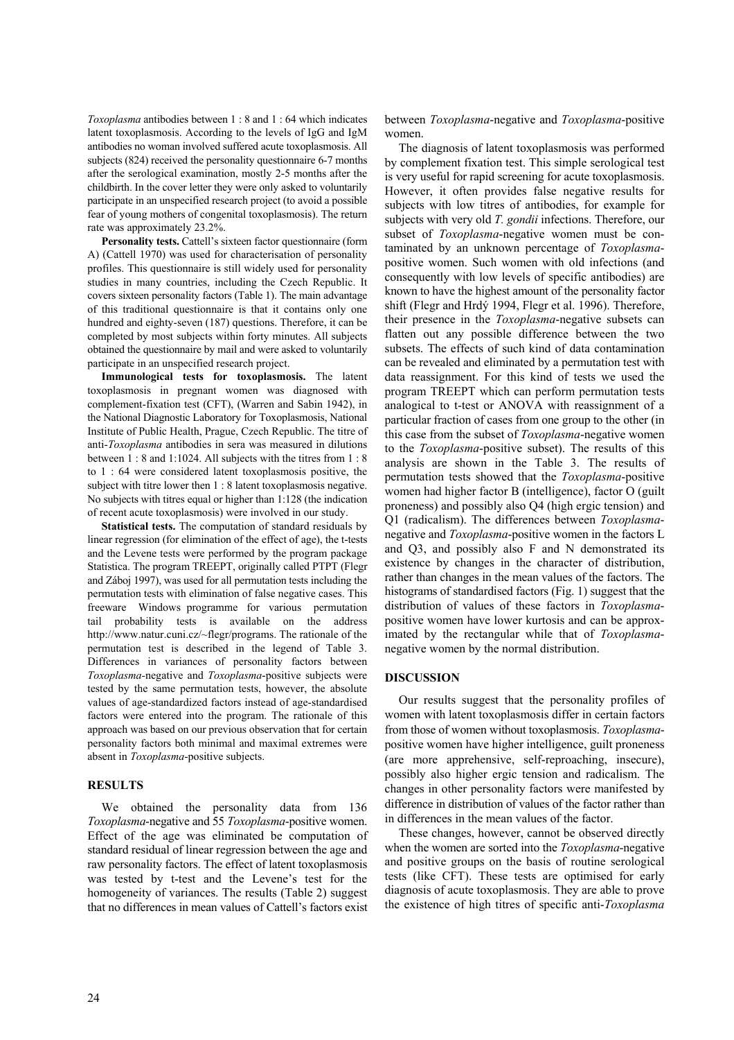*Toxoplasma* antibodies between 1 : 8 and 1 : 64 which indicates latent toxoplasmosis. According to the levels of IgG and IgM antibodies no woman involved suffered acute toxoplasmosis. All subjects (824) received the personality questionnaire 6-7 months after the serological examination, mostly 2-5 months after the childbirth. In the cover letter they were only asked to voluntarily participate in an unspecified research project (to avoid a possible fear of young mothers of congenital toxoplasmosis). The return rate was approximately 23.2%.

**Personality tests.** Cattell's sixteen factor questionnaire (form A) (Cattell 1970) was used for characterisation of personality profiles. This questionnaire is still widely used for personality studies in many countries, including the Czech Republic. It covers sixteen personality factors (Table 1). The main advantage of this traditional questionnaire is that it contains only one hundred and eighty-seven (187) questions. Therefore, it can be completed by most subjects within forty minutes. All subjects obtained the questionnaire by mail and were asked to voluntarily participate in an unspecified research project.

**Immunological tests for toxoplasmosis.** The latent toxoplasmosis in pregnant women was diagnosed with complement-fixation test (CFT), (Warren and Sabin 1942), in the National Diagnostic Laboratory for Toxoplasmosis, National Institute of Public Health, Prague, Czech Republic. The titre of anti-*Toxoplasma* antibodies in sera was measured in dilutions between 1 : 8 and 1:1024. All subjects with the titres from 1 : 8 to 1 : 64 were considered latent toxoplasmosis positive, the subject with titre lower then 1 : 8 latent toxoplasmosis negative. No subjects with titres equal or higher than 1:128 (the indication of recent acute toxoplasmosis) were involved in our study.

**Statistical tests.** The computation of standard residuals by linear regression (for elimination of the effect of age), the t-tests and the Levene tests were performed by the program package Statistica. The program TREEPT, originally called PTPT (Flegr and Záboj 1997), was used for all permutation tests including the permutation tests with elimination of false negative cases. This freeware Windows programme for various permutation tail probability tests is available on the address http://www.natur.cuni.cz/~flegr/programs. The rationale of the permutation test is described in the legend of Table 3. Differences in variances of personality factors between *Toxoplasma*-negative and *Toxoplasma*-positive subjects were tested by the same permutation tests, however, the absolute values of age-standardized factors instead of age-standardised factors were entered into the program. The rationale of this approach was based on our previous observation that for certain personality factors both minimal and maximal extremes were absent in *Toxoplasma*-positive subjects.

## RESULTS

We obtained the personality data from 136 *Toxoplasma*-negative and 55 *Toxoplasma*-positive women. Effect of the age was eliminated be computation of standard residual of linear regression between the age and raw personality factors. The effect of latent toxoplasmosis was tested by t-test and the Levene's test for the homogeneity of variances. The results (Table 2) suggest that no differences in mean values of Cattell's factors exist between *Toxoplasma*-negative and *Toxoplasma*-positive women.

The diagnosis of latent toxoplasmosis was performed by complement fixation test. This simple serological test is very useful for rapid screening for acute toxoplasmosis. However, it often provides false negative results for subjects with low titres of antibodies, for example for subjects with very old *T. gondii* infections. Therefore, our subset of *Toxoplasma*-negative women must be contaminated by an unknown percentage of *Toxoplasma*-positive women. Such women with old infections (and consequently with low levels of specific antibodies) are known to have the highest amount of the personality factor shift (Flegr and Hrdý 1994, Flegr et al. 1996). Therefore, their presence in the *Toxoplasma*-negative subsets can flatten out any possible difference between the two subsets. The effects of such kind of data contamination can be revealed and eliminated by a permutation test with data reassignment. For this kind of tests we used the program TREEPT which can perform permutation tests analogical to t-test or ANOVA with reassignment of a particular fraction of cases from one group to the other (in this case from the subset of *Toxoplasma*-negative women to the *Toxoplasma*-positive subset). The results of this analysis are shown in the Table 3. The results of permutation tests showed that the *Toxoplasma*-positive women had higher factor B (intelligence), factor O (guilt proneness) and possibly also Q4 (high ergic tension) and Q1 (radicalism). The differences between *Toxoplasma*-negative and *Toxoplasma*-positive women in the factors L and Q3, and possibly also F and N demonstrated its existence by changes in the character of distribution, rather than changes in the mean values of the factors. The histograms of standardised factors (Fig. 1) suggest that the distribution of values of these factors in *Toxoplasma*-positive women have lower kurtosis and can be approximated by the rectangular while that of *Toxoplasma*-negative women by the normal distribution.

## DISCUSSION

Our results suggest that the personality profiles of women with latent toxoplasmosis differ in certain factors from those of women without toxoplasmosis. *Toxoplasma*-positive women have higher intelligence, guilt proneness (are more apprehensive, self-reproaching, insecure), possibly also higher ergic tension and radicalism. The changes in other personality factors were manifested by difference in distribution of values of the factor rather than in differences in the mean values of the factor.

These changes, however, cannot be observed directly when the women are sorted into the *Toxoplasma*-negative and positive groups on the basis of routine serological tests (like CFT). These tests are optimised for early diagnosis of acute toxoplasmosis. They are able to prove the existence of high titres of specific anti-*Toxoplasma*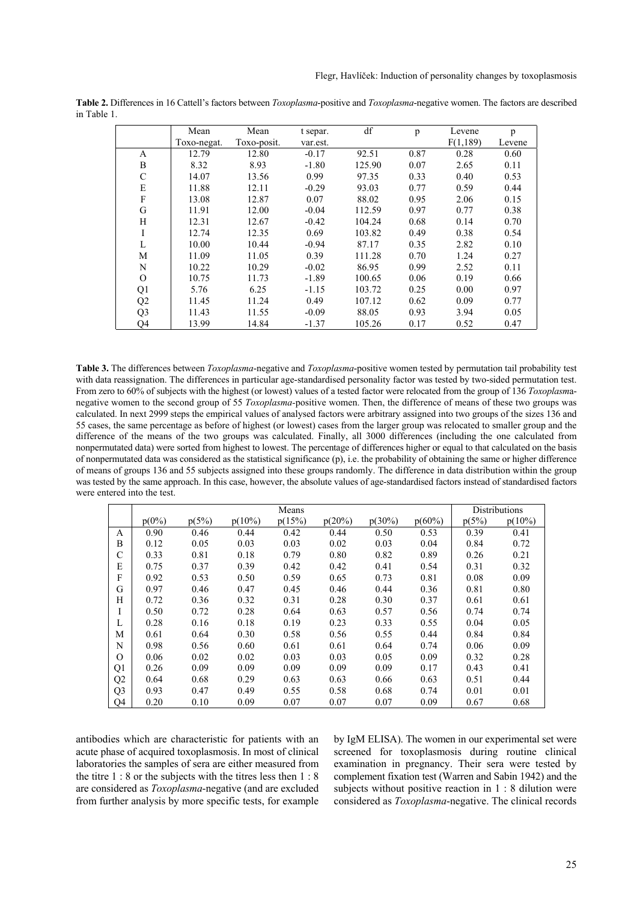**Table 2.** Differences in 16 Cattell's factors between *Toxoplasma*-positive and *Toxoplasma*-negative women. The factors are described in Table 1.

| | Mean Toxo-negat. | Mean Toxo-posit. | t separ. var.est. | df | p | Levene F(1,189) | p Levene |
|---|---|---|---|---|---|---|---|
| A | 12.79 | 12.80 | -0.17 | 92.51 | 0.87 | 0.28 | 0.60 |
| B | 8.32 | 8.93 | -1.80 | 125.90 | 0.07 | 2.65 | 0.11 |
| C | 14.07 | 13.56 | 0.99 | 97.35 | 0.33 | 0.40 | 0.53 |
| E | 11.88 | 12.11 | -0.29 | 93.03 | 0.77 | 0.59 | 0.44 |
| F | 13.08 | 12.87 | 0.07 | 88.02 | 0.95 | 2.06 | 0.15 |
| G | 11.91 | 12.00 | -0.04 | 112.59 | 0.97 | 0.77 | 0.38 |
| H | 12.31 | 12.67 | -0.42 | 104.24 | 0.68 | 0.14 | 0.70 |
| I | 12.74 | 12.35 | 0.69 | 103.82 | 0.49 | 0.38 | 0.54 |
| L | 10.00 | 10.44 | -0.94 | 87.17 | 0.35 | 2.82 | 0.10 |
| M | 11.09 | 11.05 | 0.39 | 111.28 | 0.70 | 1.24 | 0.27 |
| N | 10.22 | 10.29 | -0.02 | 86.95 | 0.99 | 2.52 | 0.11 |
| O | 10.75 | 11.73 | -1.89 | 100.65 | 0.06 | 0.19 | 0.66 |
| Q1 | 5.76 | 6.25 | -1.15 | 103.72 | 0.25 | 0.00 | 0.97 |
| Q2 | 11.45 | 11.24 | 0.49 | 107.12 | 0.62 | 0.09 | 0.77 |
| Q3 | 11.43 | 11.55 | -0.09 | 88.05 | 0.93 | 3.94 | 0.05 |
| Q4 | 13.99 | 14.84 | -1.37 | 105.26 | 0.17 | 0.52 | 0.47 |

**Table 3.** The differences between *Toxoplasma*-negative and *Toxoplasma*-positive women tested by permutation tail probability test with data reassignation. The differences in particular age-standardised personality factor was tested by two-sided permutation test. From zero to 60% of subjects with the highest (or lowest) values of a tested factor were relocated from the group of 136 *Toxoplasma*-negative women to the second group of 55 *Toxoplasma*-positive women. Then, the difference of means of these two groups was calculated. In next 2999 steps the empirical values of analysed factors were arbitrary assigned into two groups of the sizes 136 and 55 cases, the same percentage as before of highest (or lowest) cases from the larger group was relocated to smaller group and the difference of the means of the two groups was calculated. Finally, all 3000 differences (including the one calculated from nonpermutated data) were sorted from highest to lowest. The percentage of differences higher or equal to that calculated on the basis of nonpermutated data was considered as the statistical significance (p), i.e. the probability of obtaining the same or higher difference of means of groups 136 and 55 subjects assigned into these groups randomly. The difference in data distribution within the group was tested by the same approach. In this case, however, the absolute values of age-standardised factors instead of standardised factors were entered into the test.

| | Means | | | | | | | Distributions | |
|---|---|---|---|---|---|---|---|---|---|
| | p(0%) | p(5%) | p(10%) | p(15%) | p(20%) | p(30%) | p(60%) | p(5%) | p(10%) |
| A | 0.90 | 0.46 | 0.44 | 0.42 | 0.44 | 0.50 | 0.53 | 0.39 | 0.41 |
| B | 0.12 | 0.05 | 0.03 | 0.03 | 0.02 | 0.03 | 0.04 | 0.84 | 0.72 |
| C | 0.33 | 0.81 | 0.18 | 0.79 | 0.80 | 0.82 | 0.89 | 0.26 | 0.21 |
| E | 0.75 | 0.37 | 0.39 | 0.42 | 0.42 | 0.41 | 0.54 | 0.31 | 0.32 |
| F | 0.92 | 0.53 | 0.50 | 0.59 | 0.65 | 0.73 | 0.81 | 0.08 | 0.09 |
| G | 0.97 | 0.46 | 0.47 | 0.45 | 0.46 | 0.44 | 0.36 | 0.81 | 0.80 |
| H | 0.72 | 0.36 | 0.32 | 0.31 | 0.28 | 0.30 | 0.37 | 0.61 | 0.61 |
| I | 0.50 | 0.72 | 0.28 | 0.64 | 0.63 | 0.57 | 0.56 | 0.74 | 0.74 |
| L | 0.28 | 0.16 | 0.18 | 0.19 | 0.23 | 0.33 | 0.55 | 0.04 | 0.05 |
| M | 0.61 | 0.64 | 0.30 | 0.58 | 0.56 | 0.55 | 0.44 | 0.84 | 0.84 |
| N | 0.98 | 0.56 | 0.60 | 0.61 | 0.61 | 0.64 | 0.74 | 0.06 | 0.09 |
| O | 0.06 | 0.02 | 0.02 | 0.03 | 0.03 | 0.05 | 0.09 | 0.32 | 0.28 |
| Q1 | 0.26 | 0.09 | 0.09 | 0.09 | 0.09 | 0.09 | 0.17 | 0.43 | 0.41 |
| Q2 | 0.64 | 0.68 | 0.29 | 0.63 | 0.63 | 0.66 | 0.63 | 0.51 | 0.44 |
| Q3 | 0.93 | 0.47 | 0.49 | 0.55 | 0.58 | 0.68 | 0.74 | 0.01 | 0.01 |
| Q4 | 0.20 | 0.10 | 0.09 | 0.07 | 0.07 | 0.07 | 0.09 | 0.67 | 0.68 |

antibodies which are characteristic for patients with an acute phase of acquired toxoplasmosis. In most of clinical laboratories the samples of sera are either measured from the titre 1 : 8 or the subjects with the titres less then 1 : 8 are considered as *Toxoplasma*-negative (and are excluded from further analysis by more specific tests, for example by IgM ELISA). The women in our experimental set were screened for toxoplasmosis during routine clinical examination in pregnancy. Their sera were tested by complement fixation test (Warren and Sabin 1942) and the subjects without positive reaction in 1 : 8 dilution were considered as *Toxoplasma*-negative. The clinical records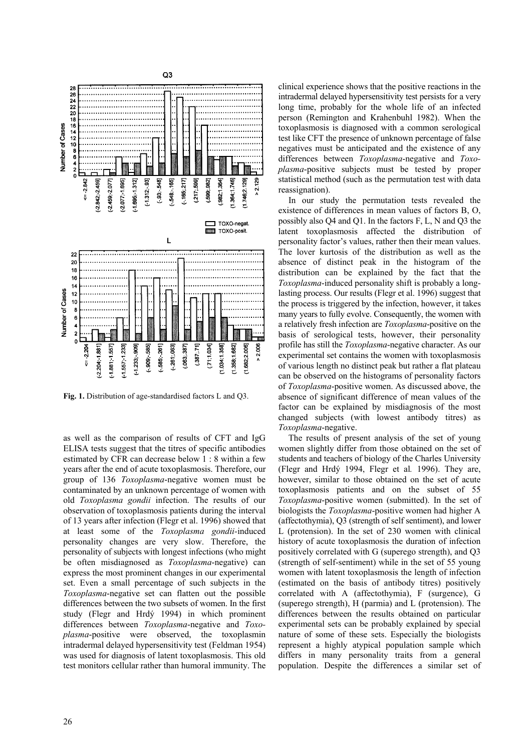**Fig. 1.** Distribution of age-standardised factors L and Q3.

as well as the comparison of results of CFT and IgG ELISA tests suggest that the titres of specific antibodies estimated by CFR can decrease below 1 : 8 within a few years after the end of acute toxoplasmosis. Therefore, our group of 136 *Toxoplasma*-negative women must be contaminated by an unknown percentage of women with old *Toxoplasma gondii* infection. The results of our observation of toxoplasmosis patients during the interval of 13 years after infection (Flegr et al. 1996) showed that at least some of the *Toxoplasma gondii*-induced personality changes are very slow. Therefore, the personality of subjects with longest infections (who might be often misdiagnosed as *Toxoplasma*-negative) can express the most prominent changes in our experimental set. Even a small percentage of such subjects in the *Toxoplasma*-negative set can flatten out the possible differences between the two subsets of women. In the first study (Flegr and Hrdý 1994) in which prominent differences between *Toxoplasma*-negative and *Toxoplasma*-positive were observed, the toxoplasmin intradermal delayed hypersensitivity test (Feldman 1954) was used for diagnosis of latent toxoplasmosis. This old test monitors cellular rather than humoral immunity. The clinical experience shows that the positive reactions in the intradermal delayed hypersensitivity test persists for a very long time, probably for the whole life of an infected person (Remington and Krahenbuhl 1982). When the toxoplasmosis is diagnosed with a common serological test like CFT the presence of unknown percentage of false negatives must be anticipated and the existence of any differences between *Toxoplasma*-negative and *Toxoplasma*-positive subjects must be tested by proper statistical method (such as the permutation test with data reassignation).

In our study the permutation tests revealed the existence of differences in mean values of factors B, O, possibly also Q4 and Q1. In the factors F, L, N and Q3 the latent toxoplasmosis affected the distribution of personality factor's values, rather then their mean values. The lover kurtosis of the distribution as well as the absence of distinct peak in the histogram of the distribution can be explained by the fact that the *Toxoplasma*-induced personality shift is probably a long-lasting process. Our results (Flegr et al. 1996) suggest that the process is triggered by the infection, however, it takes many years to fully evolve. Consequently, the women with a relatively fresh infection are *Toxoplasma*-positive on the basis of serological tests, however, their personality profile has still the *Toxoplasma*-negative character. As our experimental set contains the women with toxoplasmosis of various length no distinct peak but rather a flat plateau can be observed on the histograms of personality factors of *Toxoplasma*-positive women. As discussed above, the absence of significant difference of mean values of the factor can be explained by misdiagnosis of the most changed subjects (with lowest antibody titres) as *Toxoplasma*-negative.

The results of present analysis of the set of young women slightly differ from those obtained on the set of students and teachers of biology of the Charles University (Flegr and Hrdý 1994, Flegr et al*.* 1996). They are, however, similar to those obtained on the set of acute toxoplasmosis patients and on the subset of 55 *Toxoplasma*-positive women (submitted). In the set of biologists the *Toxoplasma*-positive women had higher A (affectothymia), Q3 (strength of self sentiment), and lower L (protension). In the set of 230 women with clinical history of acute toxoplasmosis the duration of infection positively correlated with G (superego strength), and Q3 (strength of self-sentiment) while in the set of 55 young women with latent toxoplasmosis the length of infection (estimated on the basis of antibody titres) positively correlated with A (affectothymia), F (surgence), G (superego strength), H (parmia) and L (protension). The differences between the results obtained on particular experimental sets can be probably explained by special nature of some of these sets. Especially the biologists represent a highly atypical population sample which differs in many personality traits from a general population. Despite the differences a similar set of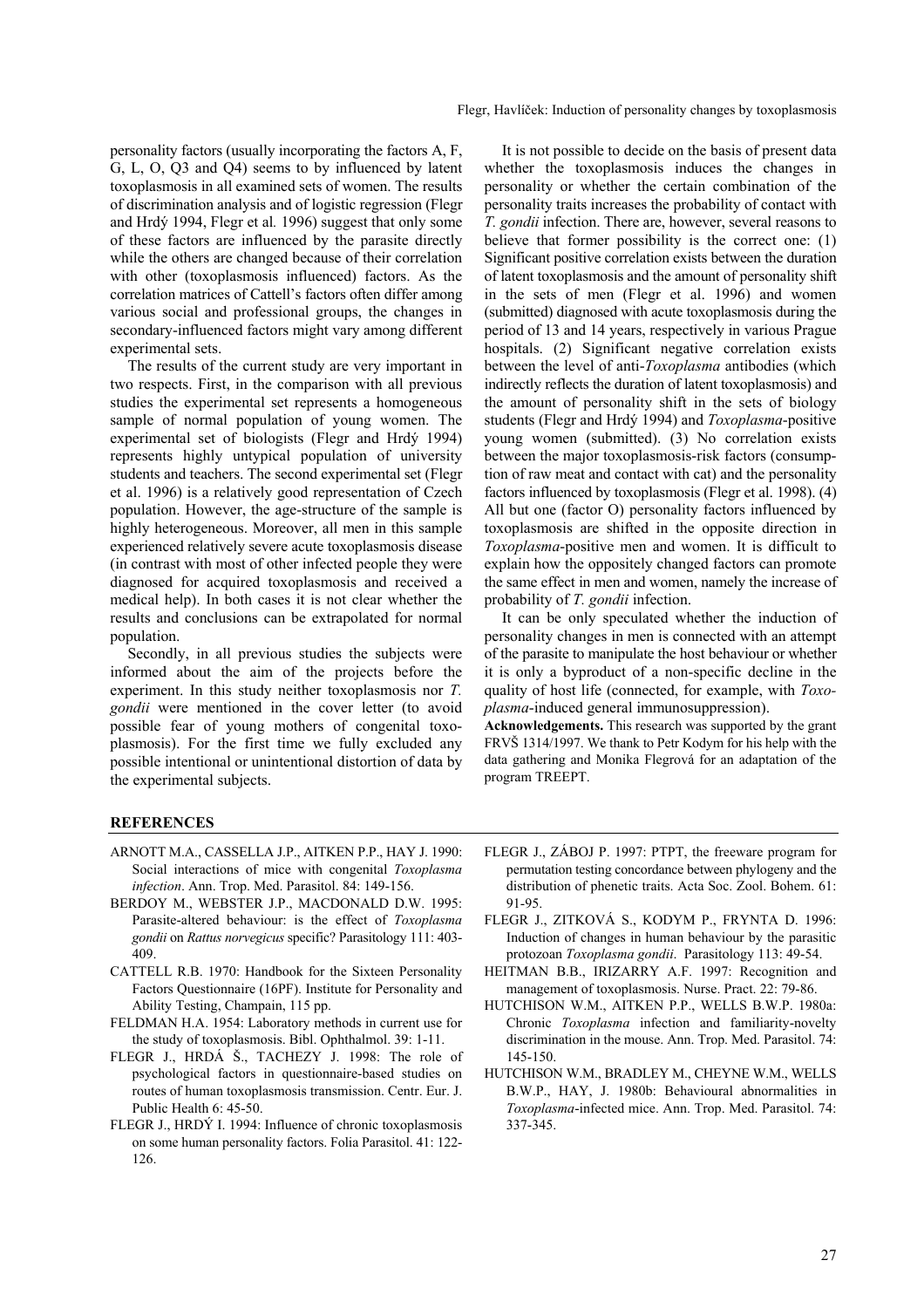personality factors (usually incorporating the factors A, F, G, L, O, Q3 and Q4) seems to by influenced by latent toxoplasmosis in all examined sets of women. The results of discrimination analysis and of logistic regression (Flegr and Hrdý 1994, Flegr et al*.* 1996) suggest that only some of these factors are influenced by the parasite directly while the others are changed because of their correlation with other (toxoplasmosis influenced) factors. As the correlation matrices of Cattell's factors often differ among various social and professional groups, the changes in secondary-influenced factors might vary among different experimental sets.

The results of the current study are very important in two respects. First, in the comparison with all previous studies the experimental set represents a homogeneous sample of normal population of young women. The experimental set of biologists (Flegr and Hrdý 1994) represents highly untypical population of university students and teachers. The second experimental set (Flegr et al. 1996) is a relatively good representation of Czech population. However, the age-structure of the sample is highly heterogeneous. Moreover, all men in this sample experienced relatively severe acute toxoplasmosis disease (in contrast with most of other infected people they were diagnosed for acquired toxoplasmosis and received a medical help). In both cases it is not clear whether the results and conclusions can be extrapolated for normal population.

Secondly, in all previous studies the subjects were informed about the aim of the projects before the experiment. In this study neither toxoplasmosis nor *T. gondii* were mentioned in the cover letter (to avoid possible fear of young mothers of congenital toxoplasmosis). For the first time we fully excluded any possible intentional or unintentional distortion of data by the experimental subjects.

It is not possible to decide on the basis of present data whether the toxoplasmosis induces the changes in personality or whether the certain combination of the personality traits increases the probability of contact with *T. gondii* infection. There are, however, several reasons to believe that former possibility is the correct one: (1) Significant positive correlation exists between the duration of latent toxoplasmosis and the amount of personality shift in the sets of men (Flegr et al. 1996) and women (submitted) diagnosed with acute toxoplasmosis during the period of 13 and 14 years, respectively in various Prague hospitals. (2) Significant negative correlation exists between the level of anti-*Toxoplasma* antibodies (which indirectly reflects the duration of latent toxoplasmosis) and the amount of personality shift in the sets of biology students (Flegr and Hrdý 1994) and *Toxoplasma*-positive young women (submitted). (3) No correlation exists between the major toxoplasmosis-risk factors (consumption of raw meat and contact with cat) and the personality factors influenced by toxoplasmosis (Flegr et al. 1998). (4) All but one (factor O) personality factors influenced by toxoplasmosis are shifted in the opposite direction in *Toxoplasma*-positive men and women. It is difficult to explain how the oppositely changed factors can promote the same effect in men and women, namely the increase of probability of *T. gondii* infection.

It can be only speculated whether the induction of personality changes in men is connected with an attempt of the parasite to manipulate the host behaviour or whether it is only a byproduct of a non-specific decline in the quality of host life (connected, for example, with *Toxoplasma*-induced general immunosuppression).

**Acknowledgements.** This research was supported by the grant FRVŠ 1314/1997. We thank to Petr Kodym for his help with the data gathering and Monika Flegrová for an adaptation of the program TREEPT.

## REFERENCES

ARNOTT M.A., CASSELLA J.P., AITKEN P.P., HAY J. 1990: Social interactions of mice with congenital *Toxoplasma infection*. Ann. Trop. Med. Parasitol. 84: 149-156.

BERDOY M., WEBSTER J.P., MACDONALD D.W. 1995: Parasite-altered behaviour: is the effect of *Toxoplasma gondii* on *Rattus norvegicus* specific? Parasitology 111: 403-409.

CATTELL R.B. 1970: Handbook for the Sixteen Personality Factors Questionnaire (16PF). Institute for Personality and Ability Testing, Champain, 115 pp.

FELDMAN H.A. 1954: Laboratory methods in current use for the study of toxoplasmosis. Bibl. Ophthalmol. 39: 1-11.

FLEGR J., HRDÁ Š., TACHEZY J. 1998: The role of psychological factors in questionnaire-based studies on routes of human toxoplasmosis transmission. Centr. Eur. J. Public Health 6: 45-50.

FLEGR J., HRDÝ I. 1994: Influence of chronic toxoplasmosis on some human personality factors. Folia Parasitol. 41: 122-126.

FLEGR J., ZÁBOJ P. 1997: PTPT, the freeware program for permutation testing concordance between phylogeny and the distribution of phenetic traits. Acta Soc. Zool. Bohem. 61: 91-95.

FLEGR J., ZITKOVÁ S., KODYM P., FRYNTA D. 1996: Induction of changes in human behaviour by the parasitic protozoan *Toxoplasma gondii*. Parasitology 113: 49-54.

HEITMAN B.B., IRIZARRY A.F. 1997: Recognition and management of toxoplasmosis. Nurse. Pract. 22: 79-86.

HUTCHISON W.M., AITKEN P.P., WELLS B.W.P. 1980a: Chronic *Toxoplasma* infection and familiarity-novelty discrimination in the mouse. Ann. Trop. Med. Parasitol. 74: 145-150.

HUTCHISON W.M., BRADLEY M., CHEYNE W.M., WELLS B.W.P., HAY, J. 1980b: Behavioural abnormalities in *Toxoplasma*-infected mice. Ann. Trop. Med. Parasitol. 74: 337-345.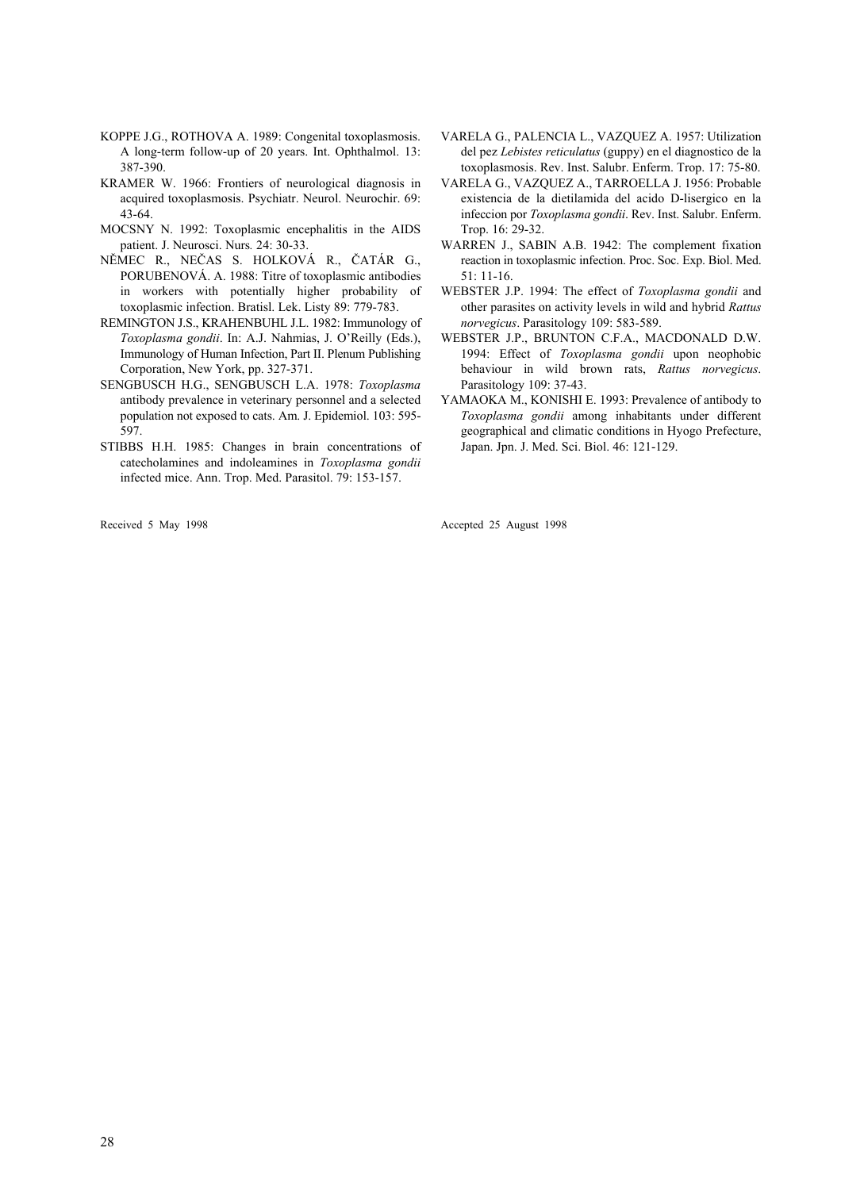KOPPE J.G., ROTHOVA A. 1989: Congenital toxoplasmosis. A long-term follow-up of 20 years. Int. Ophthalmol. 13: 387-390.

KRAMER W. 1966: Frontiers of neurological diagnosis in acquired toxoplasmosis. Psychiatr. Neurol. Neurochir. 69: 43-64.

MOCSNY N. 1992: Toxoplasmic encephalitis in the AIDS patient. J. Neurosci. Nurs. 24: 30-33.

NĚMEC R., NEČAS S. HOLKOVÁ R., ČATÁR G., PORUBENOVÁ. A. 1988: Titre of toxoplasmic antibodies in workers with potentially higher probability of toxoplasmic infection. Bratisl. Lek. Listy 89: 779-783.

REMINGTON J.S., KRAHENBUHL J.L. 1982: Immunology of *Toxoplasma gondii*. In: A.J. Nahmias, J. O'Reilly (Eds.), Immunology of Human Infection, Part II. Plenum Publishing Corporation, New York, pp. 327-371.

SENGBUSCH H.G., SENGBUSCH L.A. 1978: *Toxoplasma* antibody prevalence in veterinary personnel and a selected population not exposed to cats. Am. J. Epidemiol. 103: 595-597.

STIBBS H.H. 1985: Changes in brain concentrations of catecholamines and indoleamines in *Toxoplasma gondii* infected mice. Ann. Trop. Med. Parasitol. 79: 153-157.

VARELA G., PALENCIA L., VAZQUEZ A. 1957: Utilization del pez *Lebistes reticulatus* (guppy) en el diagnostico de la toxoplasmosis. Rev. Inst. Salubr. Enferm. Trop. 17: 75-80.

VARELA G., VAZQUEZ A., TARROELLA J. 1956: Probable existencia de la dietilamida del acido D-lisergico en la infeccion por *Toxoplasma gondii*. Rev. Inst. Salubr. Enferm. Trop. 16: 29-32.

WARREN J., SABIN A.B. 1942: The complement fixation reaction in toxoplasmic infection. Proc. Soc. Exp. Biol. Med. 51: 11-16.

WEBSTER J.P. 1994: The effect of *Toxoplasma gondii* and other parasites on activity levels in wild and hybrid *Rattus norvegicus*. Parasitology 109: 583-589.

WEBSTER J.P., BRUNTON C.F.A., MACDONALD D.W. 1994: Effect of *Toxoplasma gondii* upon neophobic behaviour in wild brown rats, *Rattus norvegicus*. Parasitology 109: 37-43.

YAMAOKA M., KONISHI E. 1993: Prevalence of antibody to *Toxoplasma gondii* among inhabitants under different geographical and climatic conditions in Hyogo Prefecture, Japan. Jpn. J. Med. Sci. Biol. 46: 121-129.

Received 5 May 1998 Accepted 25 August 1998